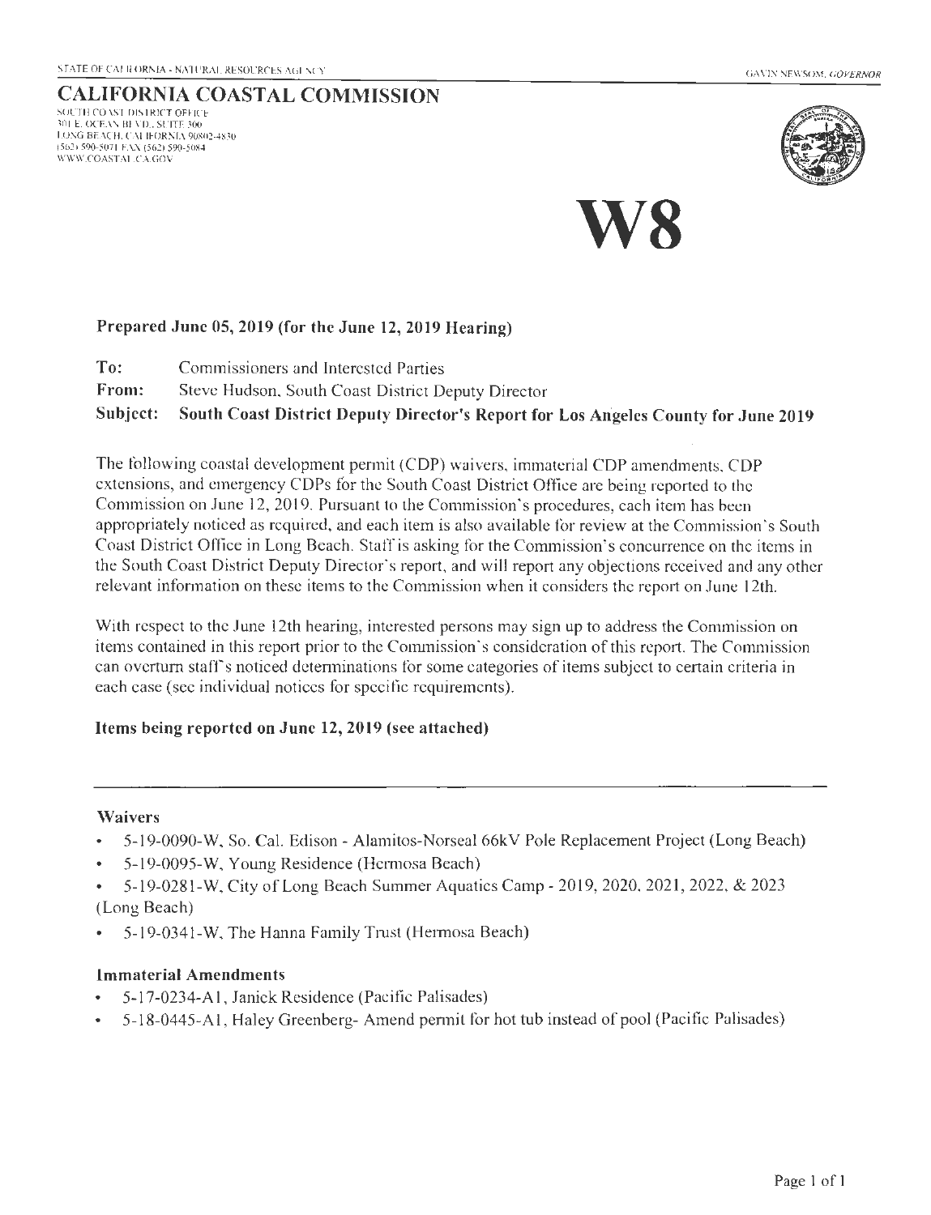STATE OF CALIFORNIA - NATURAL RESOURCES AGENCY

GAVIN NEWSOM, *GOVERNOR*

# CALIFORNIA COASTAL COMMISSION

SOUTH COAST DISTRICT OFFICE
301 E. OCEAN BLVD., SUITE 300
LONG BEACH, CALIFORNIA 90802-4830
(562) 590-5071 FAX (562) 590-5084
WWW.COASTAL.CA.GOV

# W8

**Prepared June 05, 2019 (for the June 12, 2019 Hearing)**

**To:** Commissioners and Interested Parties

**From:** Steve Hudson, South Coast District Deputy Director

**Subject: South Coast District Deputy Director's Report for Los Angeles County for June 2019**

The following coastal development permit (CDP) waivers, immaterial CDP amendments, CDP extensions, and emergency CDPs for the South Coast District Office are being reported to the Commission on June 12, 2019. Pursuant to the Commission's procedures, each item has been appropriately noticed as required, and each item is also available for review at the Commission's South Coast District Office in Long Beach. Staff is asking for the Commission's concurrence on the items in the South Coast District Deputy Director's report, and will report any objections received and any other relevant information on these items to the Commission when it considers the report on June 12th.

With respect to the June 12th hearing, interested persons may sign up to address the Commission on items contained in this report prior to the Commission's consideration of this report. The Commission can overturn staff's noticed determinations for some categories of items subject to certain criteria in each case (see individual notices for specific requirements).

**Items being reported on June 12, 2019 (see attached)**

---

### Waivers

- 5-19-0090-W, So. Cal. Edison - Alamitos-Norseal 66kV Pole Replacement Project (Long Beach)
- 5-19-0095-W, Young Residence (Hermosa Beach)
- 5-19-0281-W, City of Long Beach Summer Aquatics Camp - 2019, 2020, 2021, 2022, & 2023 (Long Beach)
- 5-19-0341-W, The Hanna Family Trust (Hermosa Beach)

### Immaterial Amendments

- 5-17-0234-A1, Janick Residence (Pacific Palisades)
- 5-18-0445-A1, Haley Greenberg- Amend permit for hot tub instead of pool (Pacific Palisades)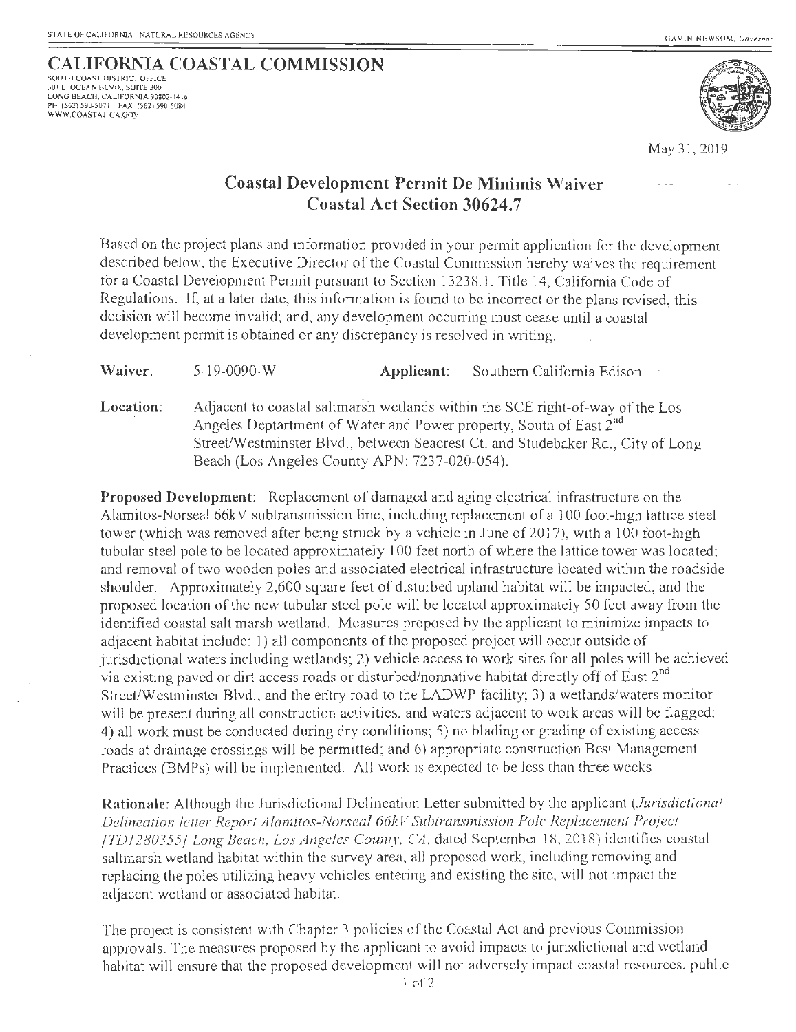STATE OF CALIFORNIA - NATURAL RESOURCES AGENCY

GAVIN NEWSOM, *Governor*

**CALIFORNIA COASTAL COMMISSION**
SOUTH COAST DISTRICT OFFICE
301 E. OCEAN BLVD., SUITE 300
LONG BEACH, CALIFORNIA 90802-4416
PH (562) 590-5071 FAX (562) 590-5084
WWW.COASTAL.CA.GOV

May 31, 2019

## Coastal Development Permit De Minimis Waiver
## Coastal Act Section 30624.7

Based on the project plans and information provided in your permit application for the development described below, the Executive Director of the Coastal Commission hereby waives the requirement for a Coastal Development Permit pursuant to Section 13238.1, Title 14, California Code of Regulations. If, at a later date, this information is found to be incorrect or the plans revised, this decision will become invalid; and, any development occurring must cease until a coastal development permit is obtained or any discrepancy is resolved in writing.

**Waiver:** 5-19-0090-W **Applicant:** Southern California Edison

**Location:** Adjacent to coastal saltmarsh wetlands within the SCE right-of-way of the Los Angeles Deptartment of Water and Power property, South of East 2nd Street/Westminster Blvd., between Seacrest Ct. and Studebaker Rd., City of Long Beach (Los Angeles County APN: 7237-020-054).

**Proposed Development:** Replacement of damaged and aging electrical infrastructure on the Alamitos-Norseal 66kV subtransmission line, including replacement of a 100 foot-high lattice steel tower (which was removed after being struck by a vehicle in June of 2017), with a 100 foot-high tubular steel pole to be located approximately 100 feet north of where the lattice tower was located; and removal of two wooden poles and associated electrical infrastructure located within the roadside shoulder. Approximately 2,600 square feet of disturbed upland habitat will be impacted, and the proposed location of the new tubular steel pole will be located approximately 50 feet away from the identified coastal salt marsh wetland. Measures proposed by the applicant to minimize impacts to adjacent habitat include: 1) all components of the proposed project will occur outside of jurisdictional waters including wetlands; 2) vehicle access to work sites for all poles will be achieved via existing paved or dirt access roads or disturbed/nonnative habitat directly off of East 2nd Street/Westminster Blvd., and the entry road to the LADWP facility; 3) a wetlands/waters monitor will be present during all construction activities, and waters adjacent to work areas will be flagged; 4) all work must be conducted during dry conditions; 5) no blading or grading of existing access roads at drainage crossings will be permitted; and 6) appropriate construction Best Management Practices (BMPs) will be implemented. All work is expected to be less than three weeks.

**Rationale:** Although the Jurisdictional Delineation Letter submitted by the applicant (*Jurisdictional Delineation letter Report Alamitos-Norseal 66kV Subtransmission Pole Replacement Project [TD1280355] Long Beach, Los Angeles County, CA.* dated September 18, 2018) identifies coastal saltmarsh wetland habitat within the survey area, all proposed work, including removing and replacing the poles utilizing heavy vehicles entering and existing the site, will not impact the adjacent wetland or associated habitat.

The project is consistent with Chapter 3 policies of the Coastal Act and previous Commission approvals. The measures proposed by the applicant to avoid impacts to jurisdictional and wetland habitat will ensure that the proposed development will not adversely impact coastal resources, public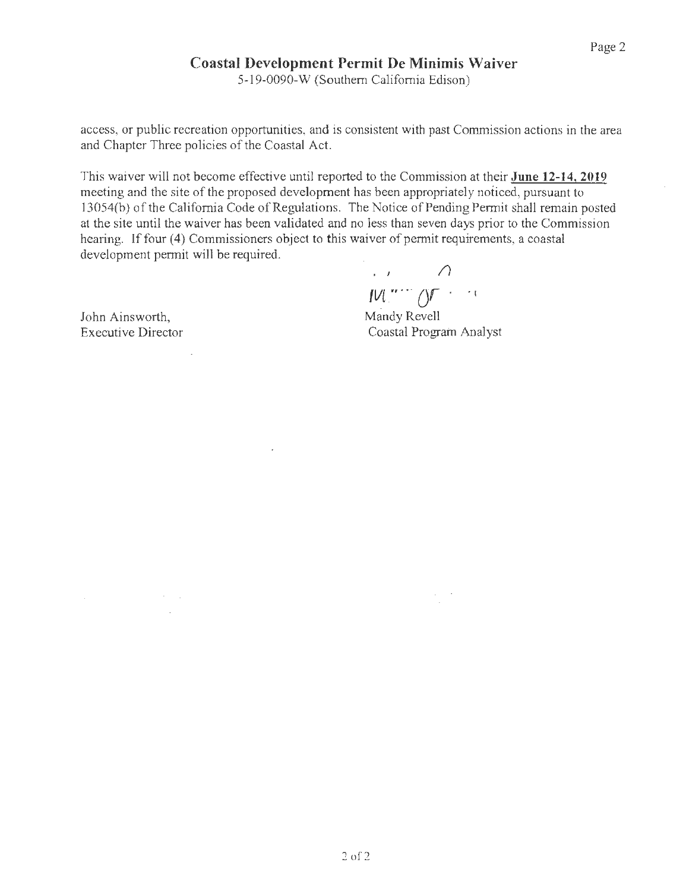access, or public recreation opportunities, and is consistent with past Commission actions in the area and Chapter Three policies of the Coastal Act.

This waiver will not become effective until reported to the Commission at their **June 12-14, 2019** meeting and the site of the proposed development has been appropriately noticed, pursuant to 13054(b) of the California Code of Regulations. The Notice of Pending Permit shall remain posted at the site until the waiver has been validated and no less than seven days prior to the Commission hearing. If four (4) Commissioners object to this waiver of permit requirements, a coastal development permit will be required.

John Ainsworth,
Executive Director

Mandy Revell
Coastal Program Analyst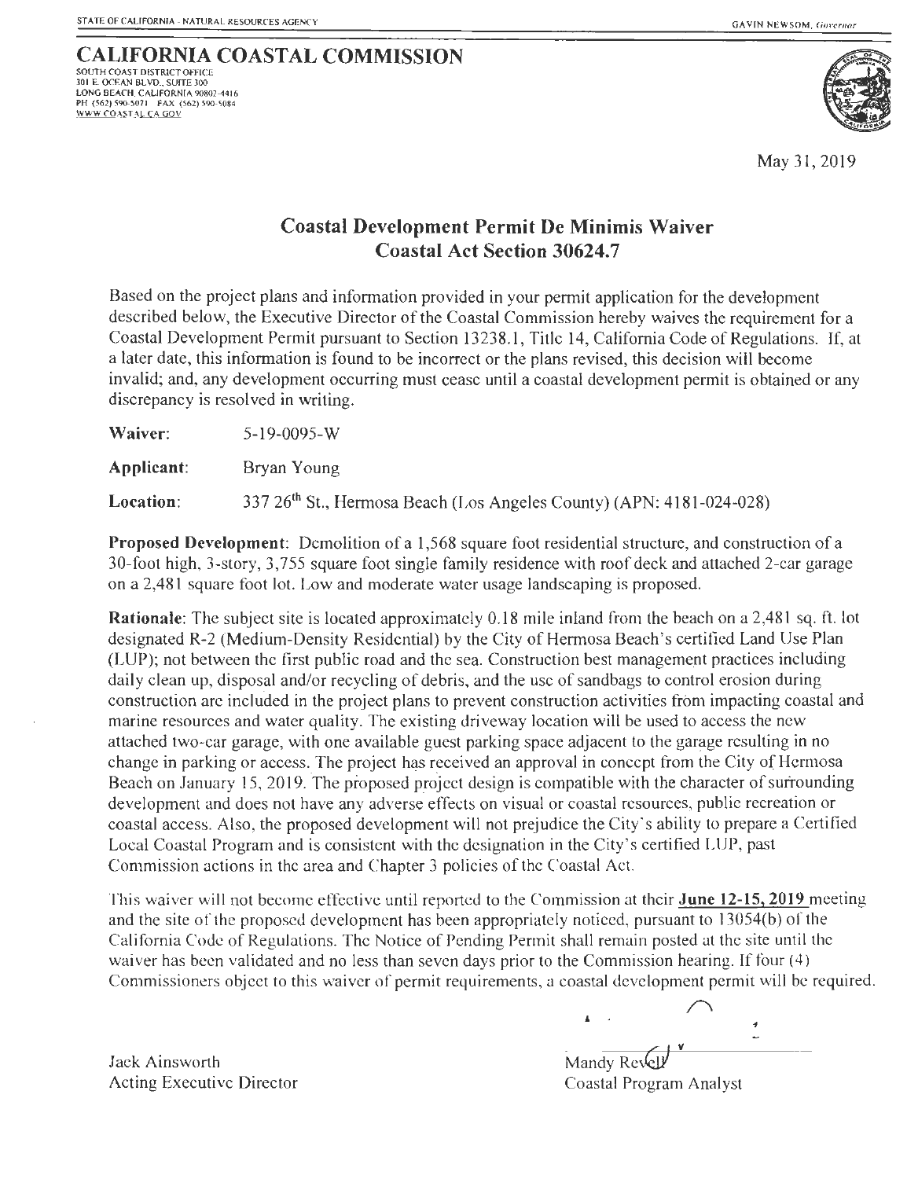STATE OF CALIFORNIA - NATURAL RESOURCES AGENCY — GAVIN NEWSOM, *Governor*

# CALIFORNIA COASTAL COMMISSION

SOUTH COAST DISTRICT OFFICE
301 E. OCEAN BLVD., SUITE 300
LONG BEACH, CALIFORNIA 90802-4416
PH (562) 590-5071 FAX (562) 590-5084
WWW.COASTAL.CA.GOV

May 31, 2019

## Coastal Development Permit De Minimis Waiver
## Coastal Act Section 30624.7

Based on the project plans and information provided in your permit application for the development described below, the Executive Director of the Coastal Commission hereby waives the requirement for a Coastal Development Permit pursuant to Section 13238.1, Title 14, California Code of Regulations. If, at a later date, this information is found to be incorrect or the plans revised, this decision will become invalid; and, any development occurring must cease until a coastal development permit is obtained or any discrepancy is resolved in writing.

**Waiver:** 5-19-0095-W

**Applicant:** Bryan Young

**Location:** 337 26th St., Hermosa Beach (Los Angeles County) (APN: 4181-024-028)

**Proposed Development:** Demolition of a 1,568 square foot residential structure, and construction of a 30-foot high, 3-story, 3,755 square foot single family residence with roof deck and attached 2-car garage on a 2,481 square foot lot. Low and moderate water usage landscaping is proposed.

**Rationale:** The subject site is located approximately 0.18 mile inland from the beach on a 2,481 sq. ft. lot designated R-2 (Medium-Density Residential) by the City of Hermosa Beach's certified Land Use Plan (LUP); not between the first public road and the sea. Construction best management practices including daily clean up, disposal and/or recycling of debris, and the use of sandbags to control erosion during construction are included in the project plans to prevent construction activities from impacting coastal and marine resources and water quality. The existing driveway location will be used to access the new attached two-car garage, with one available guest parking space adjacent to the garage resulting in no change in parking or access. The project has received an approval in concept from the City of Hermosa Beach on January 15, 2019. The proposed project design is compatible with the character of surrounding development and does not have any adverse effects on visual or coastal resources, public recreation or coastal access. Also, the proposed development will not prejudice the City's ability to prepare a Certified Local Coastal Program and is consistent with the designation in the City's certified LUP, past Commission actions in the area and Chapter 3 policies of the Coastal Act.

This waiver will not become effective until reported to the Commission at their **June 12-15, 2019** meeting and the site of the proposed development has been appropriately noticed, pursuant to 13054(b) of the California Code of Regulations. The Notice of Pending Permit shall remain posted at the site until the waiver has been validated and no less than seven days prior to the Commission hearing. If four (4) Commissioners object to this waiver of permit requirements, a coastal development permit will be required.

Jack Ainsworth
Acting Executive Director

Mandy Revell
Coastal Program Analyst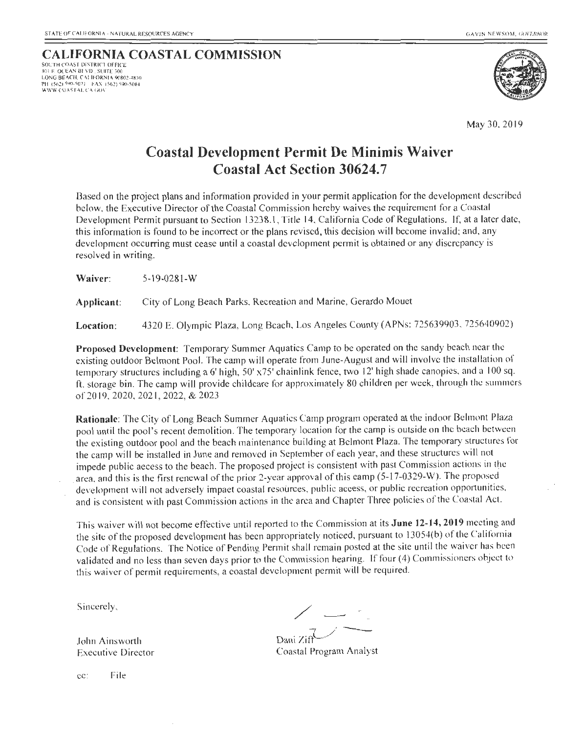STATE OF CALIFORNIA - NATURAL RESOURCES AGENCY GAVIN NEWSOM, *GOVERNOR*

# CALIFORNIA COASTAL COMMISSION

SOUTH COAST DISTRICT OFFICE
301 E. OCEAN BLVD., SUITE 300
LONG BEACH, CALIFORNIA 90802-4830
PH (562) 590-5071 FAX (562) 590-5084
WWW.COASTAL.CA.GOV

May 30, 2019

## Coastal Development Permit De Minimis Waiver
## Coastal Act Section 30624.7

Based on the project plans and information provided in your permit application for the development described below, the Executive Director of the Coastal Commission hereby waives the requirement for a Coastal Development Permit pursuant to Section 13238.1, Title 14, California Code of Regulations. If, at a later date, this information is found to be incorrect or the plans revised, this decision will become invalid; and, any development occurring must cease until a coastal development permit is obtained or any discrepancy is resolved in writing.

**Waiver:** 5-19-0281-W

**Applicant:** City of Long Beach Parks, Recreation and Marine, Gerardo Mouet

**Location:** 4320 E. Olympic Plaza, Long Beach, Los Angeles County (APNs: 725639903, 725640902)

**Proposed Development:** Temporary Summer Aquatics Camp to be operated on the sandy beach near the existing outdoor Belmont Pool. The camp will operate from June-August and will involve the installation of temporary structures including a 6' high, 50' x75' chainlink fence, two 12' high shade canopies, and a 100 sq. ft. storage bin. The camp will provide childcare for approximately 80 children per week, through the summers of 2019, 2020, 2021, 2022, & 2023

**Rationale:** The City of Long Beach Summer Aquatics Camp program operated at the indoor Belmont Plaza pool until the pool's recent demolition. The temporary location for the camp is outside on the beach between the existing outdoor pool and the beach maintenance building at Belmont Plaza. The temporary structures for the camp will be installed in June and removed in September of each year, and these structures will not impede public access to the beach. The proposed project is consistent with past Commission actions in the area, and this is the first renewal of the prior 2-year approval of this camp (5-17-0329-W). The proposed development will not adversely impact coastal resources, public access, or public recreation opportunities, and is consistent with past Commission actions in the area and Chapter Three policies of the Coastal Act.

This waiver will not become effective until reported to the Commission at its **June 12-14, 2019** meeting and the site of the proposed development has been appropriately noticed, pursuant to 13054(b) of the California Code of Regulations. The Notice of Pending Permit shall remain posted at the site until the waiver has been validated and no less than seven days prior to the Commission hearing. If four (4) Commissioners object to this waiver of permit requirements, a coastal development permit will be required.

Sincerely,

John Ainsworth
Executive Director

Dani Ziff
Coastal Program Analyst

cc: File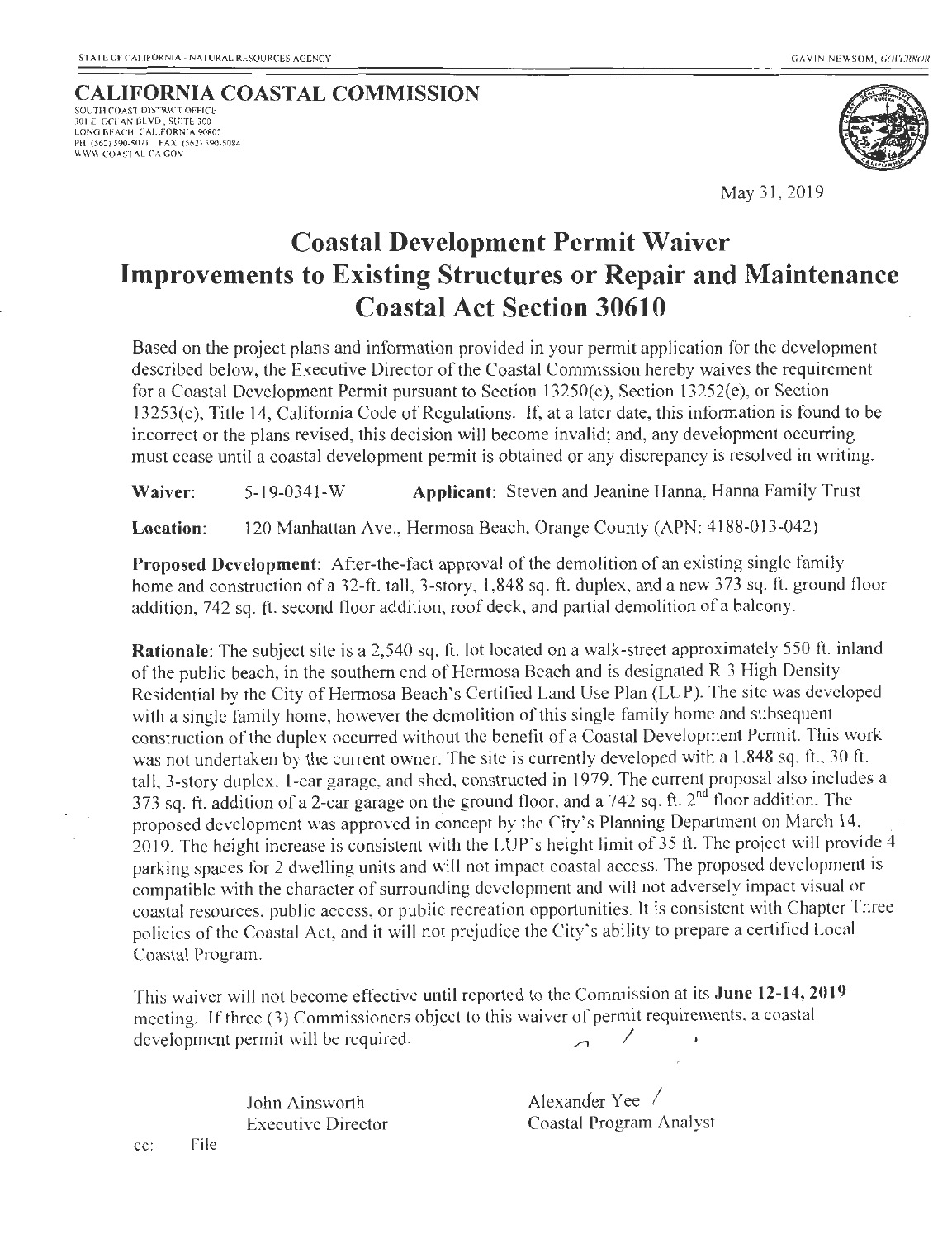STATE OF CALIFORNIA - NATURAL RESOURCES AGENCY

GAVIN NEWSOM, *GOVERNOR*

**CALIFORNIA COASTAL COMMISSION**
SOUTH COAST DISTRICT OFFICE
301 E. OCEAN BLVD., SUITE 300
LONG BEACH, CALIFORNIA 90802
PH (562) 590-5071 FAX (562) 590-5084
WWW.COASTAL.CA.GOV

May 31, 2019

# Coastal Development Permit Waiver
# Improvements to Existing Structures or Repair and Maintenance
# Coastal Act Section 30610

Based on the project plans and information provided in your permit application for the development described below, the Executive Director of the Coastal Commission hereby waives the requirement for a Coastal Development Permit pursuant to Section 13250(c), Section 13252(e), or Section 13253(c), Title 14, California Code of Regulations. If, at a later date, this information is found to be incorrect or the plans revised, this decision will become invalid; and, any development occurring must cease until a coastal development permit is obtained or any discrepancy is resolved in writing.

**Waiver**: 5-19-0341-W **Applicant**: Steven and Jeanine Hanna, Hanna Family Trust

**Location**: 120 Manhattan Ave., Hermosa Beach, Orange County (APN: 4188-013-042)

**Proposed Development**: After-the-fact approval of the demolition of an existing single family home and construction of a 32-ft. tall, 3-story, 1,848 sq. ft. duplex, and a new 373 sq. ft. ground floor addition, 742 sq. ft. second floor addition, roof deck, and partial demolition of a balcony.

**Rationale**: The subject site is a 2,540 sq. ft. lot located on a walk-street approximately 550 ft. inland of the public beach, in the southern end of Hermosa Beach and is designated R-3 High Density Residential by the City of Hermosa Beach's Certified Land Use Plan (LUP). The site was developed with a single family home, however the demolition of this single family home and subsequent construction of the duplex occurred without the benefit of a Coastal Development Permit. This work was not undertaken by the current owner. The site is currently developed with a 1,848 sq. ft., 30 ft. tall, 3-story duplex, 1-car garage, and shed, constructed in 1979. The current proposal also includes a 373 sq. ft. addition of a 2-car garage on the ground floor, and a 742 sq. ft. 2nd floor addition. The proposed development was approved in concept by the City's Planning Department on March 14, 2019. The height increase is consistent with the LUP's height limit of 35 ft. The project will provide 4 parking spaces for 2 dwelling units and will not impact coastal access. The proposed development is compatible with the character of surrounding development and will not adversely impact visual or coastal resources, public access, or public recreation opportunities. It is consistent with Chapter Three policies of the Coastal Act, and it will not prejudice the City's ability to prepare a certified Local Coastal Program.

This waiver will not become effective until reported to the Commission at its **June 12-14, 2019** meeting. If three (3) Commissioners object to this waiver of permit requirements, a coastal development permit will be required.

John Ainsworth
Executive Director

Alexander Yee
Coastal Program Analyst

cc: File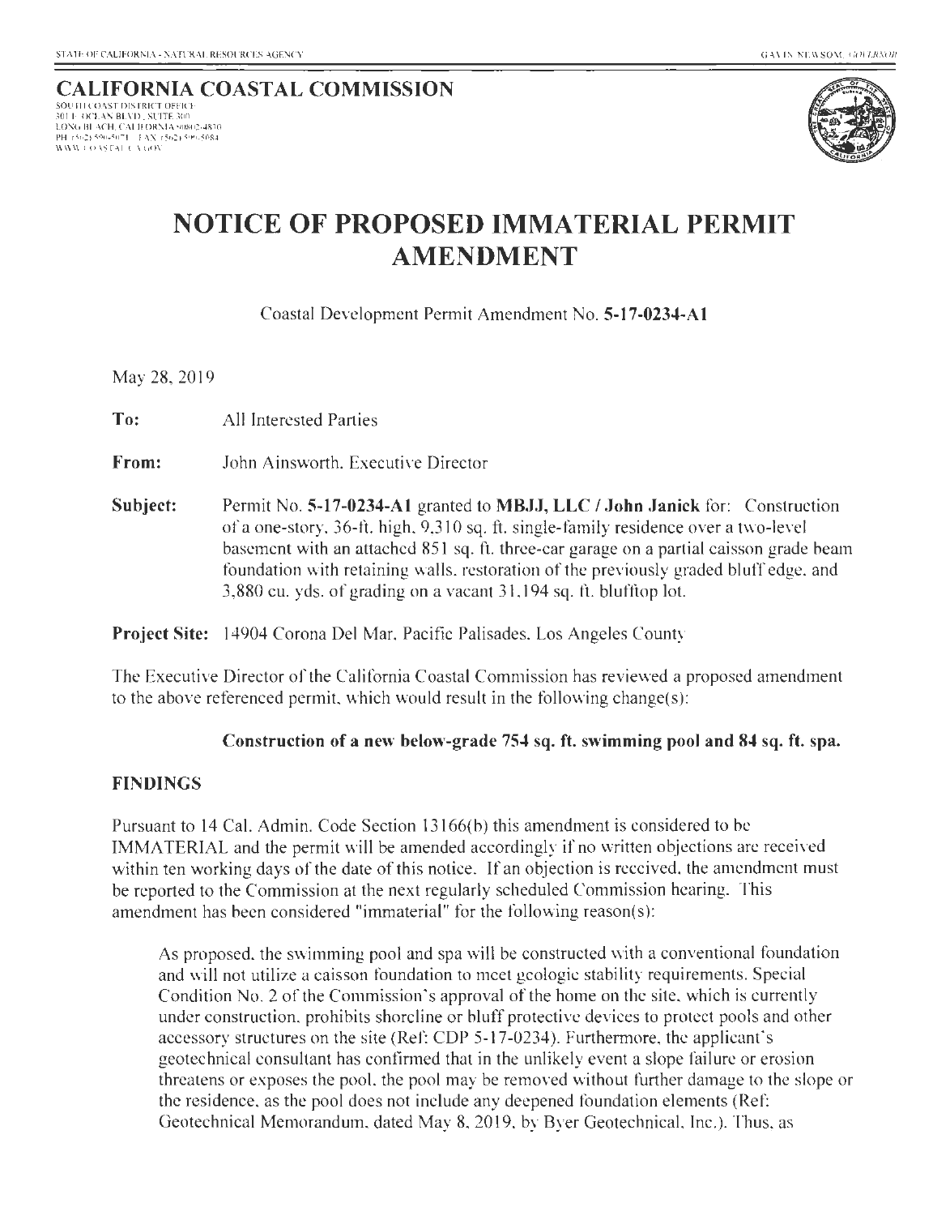STATE OF CALIFORNIA - NATURAL RESOURCES AGENCY

GAVIN NEWSOM, GOVERNOR

**CALIFORNIA COASTAL COMMISSION**
SOUTH COAST DISTRICT OFFICE
301 E. OCEAN BLVD., SUITE 300
LONG BEACH, CALIFORNIA 90802-4830
PH (562) 590-5071 FAX (562) 590-5084
WWW.COASTAL.CA.GOV

# NOTICE OF PROPOSED IMMATERIAL PERMIT AMENDMENT

Coastal Development Permit Amendment No. **5-17-0234-A1**

May 28, 2019

**To:** All Interested Parties

**From:** John Ainsworth, Executive Director

**Subject:** Permit No. **5-17-0234-A1** granted to **MBJJ, LLC / John Janick** for: Construction of a one-story, 36-ft. high, 9,310 sq. ft. single-family residence over a two-level basement with an attached 851 sq. ft. three-car garage on a partial caisson grade beam foundation with retaining walls, restoration of the previously graded bluff edge, and 3,880 cu. yds. of grading on a vacant 31,194 sq. ft. blufftop lot.

**Project Site:** 14904 Corona Del Mar, Pacific Palisades, Los Angeles County

The Executive Director of the California Coastal Commission has reviewed a proposed amendment to the above referenced permit, which would result in the following change(s):

**Construction of a new below-grade 754 sq. ft. swimming pool and 84 sq. ft. spa.**

## FINDINGS

Pursuant to 14 Cal. Admin. Code Section 13166(b) this amendment is considered to be IMMATERIAL and the permit will be amended accordingly if no written objections are received within ten working days of the date of this notice. If an objection is received, the amendment must be reported to the Commission at the next regularly scheduled Commission hearing. This amendment has been considered "immaterial" for the following reason(s):

As proposed, the swimming pool and spa will be constructed with a conventional foundation and will not utilize a caisson foundation to meet geologic stability requirements. Special Condition No. 2 of the Commission's approval of the home on the site, which is currently under construction, prohibits shoreline or bluff protective devices to protect pools and other accessory structures on the site (Ref: CDP 5-17-0234). Furthermore, the applicant's geotechnical consultant has confirmed that in the unlikely event a slope failure or erosion threatens or exposes the pool, the pool may be removed without further damage to the slope or the residence, as the pool does not include any deepened foundation elements (Ref: Geotechnical Memorandum, dated May 8, 2019, by Byer Geotechnical, Inc.). Thus, as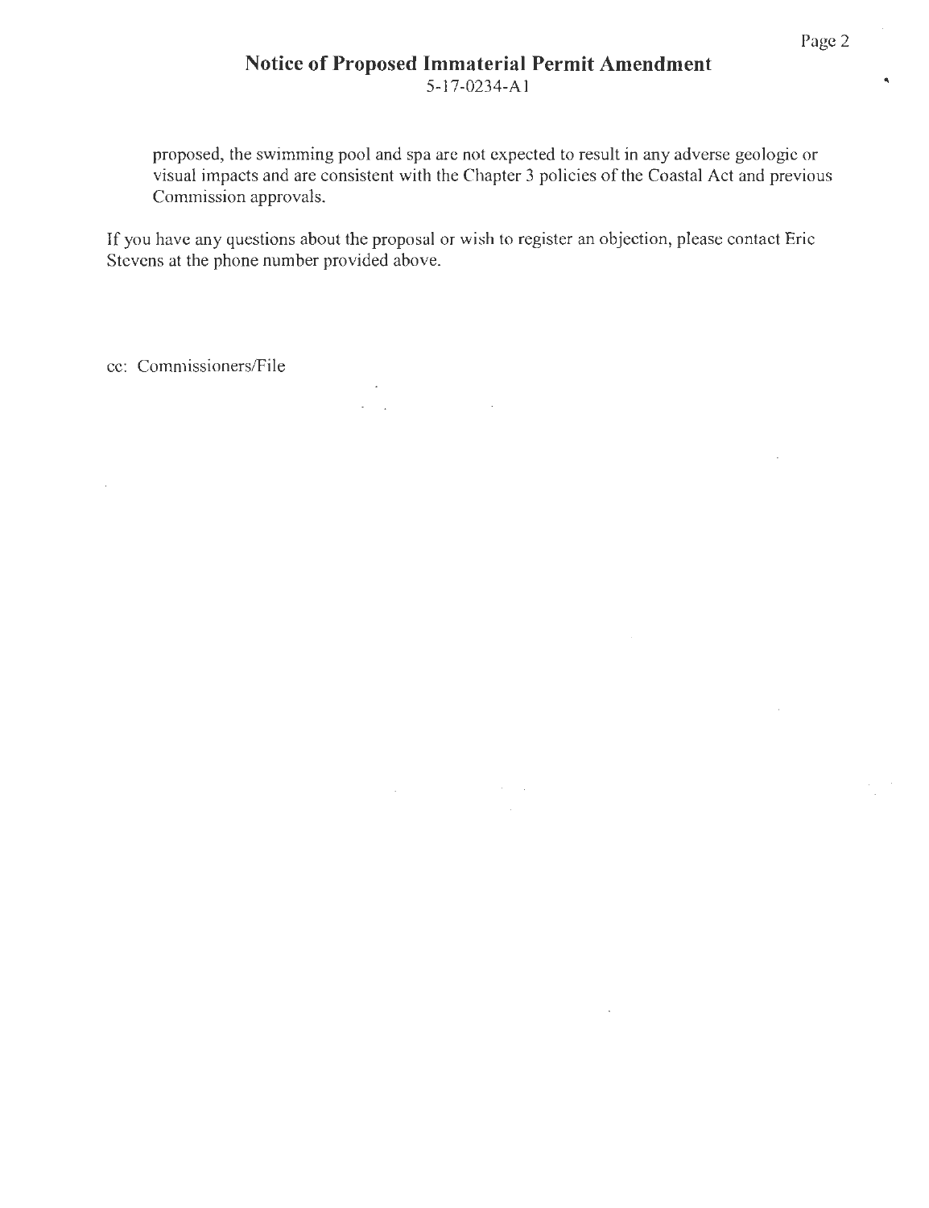proposed, the swimming pool and spa are not expected to result in any adverse geologic or visual impacts and are consistent with the Chapter 3 policies of the Coastal Act and previous Commission approvals.

If you have any questions about the proposal or wish to register an objection, please contact Eric Stevens at the phone number provided above.

cc: Commissioners/File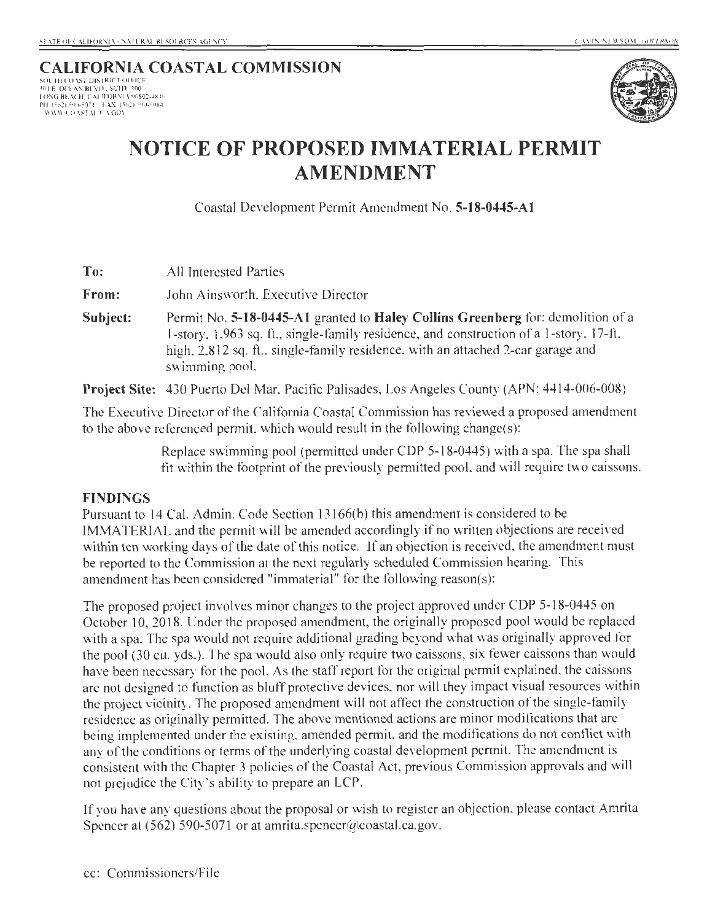STATE OF CALIFORNIA - NATURAL RESOURCES AGENCY GAVIN NEWSOM, GOVERNOR

**CALIFORNIA COASTAL COMMISSION**
SOUTH COAST DISTRICT OFFICE
301 E. OCEAN BLVD., SUITE 300
LONG BEACH, CALIFORNIA 90802-4830
PH (562) 590-5071 FAX (562) 590-5084
WWW.COASTAL.CA.GOV

# NOTICE OF PROPOSED IMMATERIAL PERMIT AMENDMENT

Coastal Development Permit Amendment No. **5-18-0445-A1**

**To:** All Interested Parties

**From:** John Ainsworth, Executive Director

**Subject:** Permit No. **5-18-0445-A1** granted to **Haley Collins Greenberg** for: demolition of a 1-story, 1,963 sq. ft., single-family residence, and construction of a 1-story, 17-ft. high, 2,812 sq. ft., single-family residence, with an attached 2-car garage and swimming pool.

**Project Site:** 430 Puerto Del Mar, Pacific Palisades, Los Angeles County (APN: 4414-006-008)

The Executive Director of the California Coastal Commission has reviewed a proposed amendment to the above referenced permit, which would result in the following change(s):

> Replace swimming pool (permitted under CDP 5-18-0445) with a spa. The spa shall fit within the footprint of the previously permitted pool, and will require two caissons.

**FINDINGS**

Pursuant to 14 Cal. Admin. Code Section 13166(b) this amendment is considered to be IMMATERIAL and the permit will be amended accordingly if no written objections are received within ten working days of the date of this notice. If an objection is received, the amendment must be reported to the Commission at the next regularly scheduled Commission hearing. This amendment has been considered "immaterial" for the following reason(s):

The proposed project involves minor changes to the project approved under CDP 5-18-0445 on October 10, 2018. Under the proposed amendment, the originally proposed pool would be replaced with a spa. The spa would not require additional grading beyond what was originally approved for the pool (30 cu. yds.). The spa would also only require two caissons, six fewer caissons than would have been necessary for the pool. As the staff report for the original permit explained, the caissons are not designed to function as bluff protective devices, nor will they impact visual resources within the project vicinity. The proposed amendment will not affect the construction of the single-family residence as originally permitted. The above mentioned actions are minor modifications that are being implemented under the existing, amended permit, and the modifications do not conflict with any of the conditions or terms of the underlying coastal development permit. The amendment is consistent with the Chapter 3 policies of the Coastal Act, previous Commission approvals and will not prejudice the City's ability to prepare an LCP.

If you have any questions about the proposal or wish to register an objection, please contact Amrita Spencer at (562) 590-5071 or at amrita.spencer@coastal.ca.gov.

cc: Commissioners/File